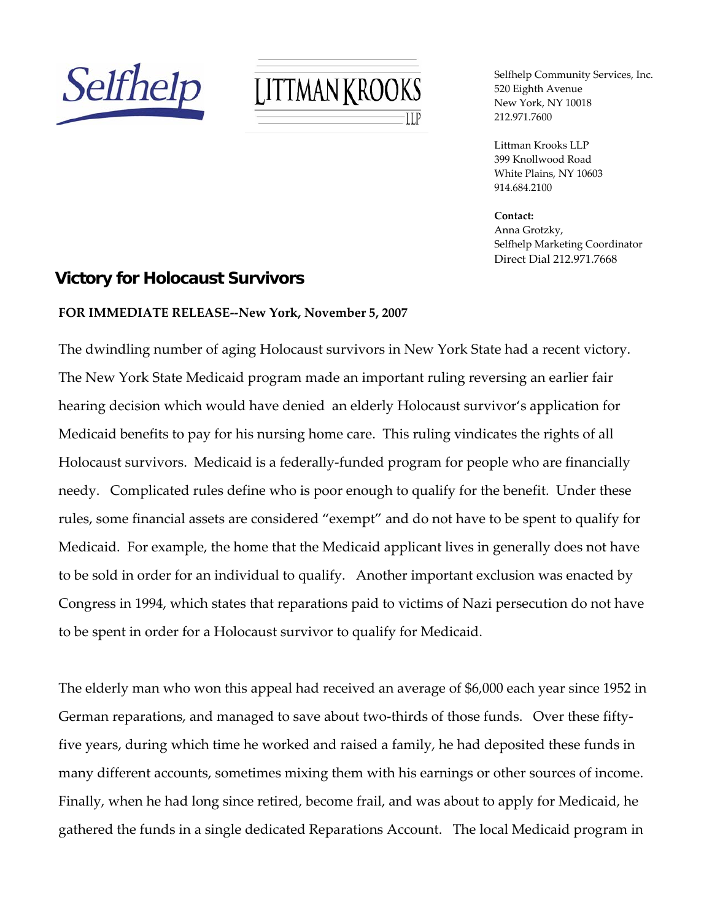Selfhelp

LITTMAN KROOKS LLP

Selfhelp Community Services, Inc.
520 Eighth Avenue
New York, NY 10018
212.971.7600

Littman Krooks LLP
399 Knollwood Road
White Plains, NY 10603
914.684.2100

**Contact:**
Anna Grotzky,
Selfhelp Marketing Coordinator
Direct Dial 212.971.7668

# Victory for Holocaust Survivors

**FOR IMMEDIATE RELEASE--New York, November 5, 2007**

The dwindling number of aging Holocaust survivors in New York State had a recent victory. The New York State Medicaid program made an important ruling reversing an earlier fair hearing decision which would have denied an elderly Holocaust survivor's application for Medicaid benefits to pay for his nursing home care. This ruling vindicates the rights of all Holocaust survivors. Medicaid is a federally-funded program for people who are financially needy. Complicated rules define who is poor enough to qualify for the benefit. Under these rules, some financial assets are considered "exempt" and do not have to be spent to qualify for Medicaid. For example, the home that the Medicaid applicant lives in generally does not have to be sold in order for an individual to qualify. Another important exclusion was enacted by Congress in 1994, which states that reparations paid to victims of Nazi persecution do not have to be spent in order for a Holocaust survivor to qualify for Medicaid.

The elderly man who won this appeal had received an average of $6,000 each year since 1952 in German reparations, and managed to save about two-thirds of those funds. Over these fifty-five years, during which time he worked and raised a family, he had deposited these funds in many different accounts, sometimes mixing them with his earnings or other sources of income. Finally, when he had long since retired, become frail, and was about to apply for Medicaid, he gathered the funds in a single dedicated Reparations Account. The local Medicaid program in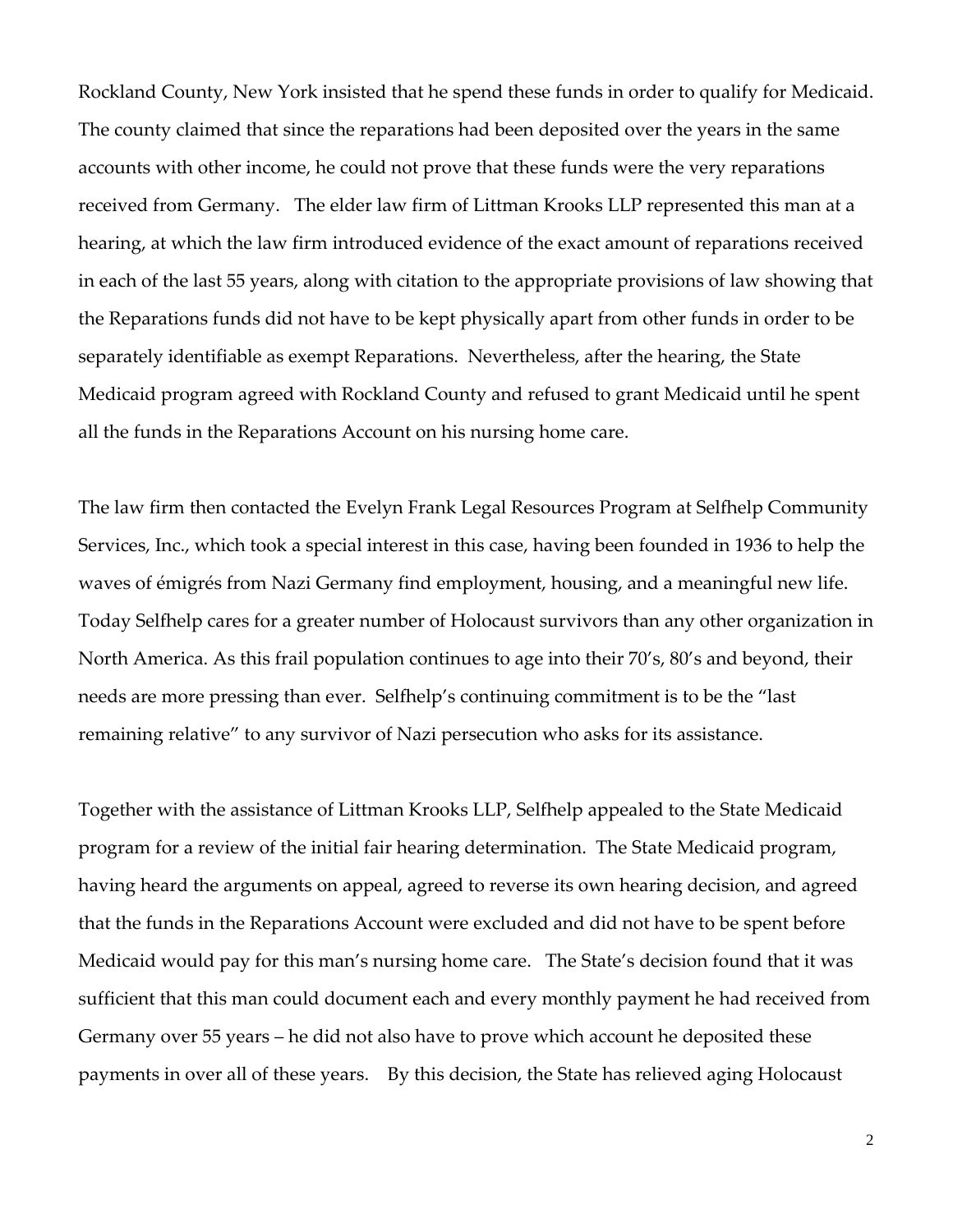Rockland County, New York insisted that he spend these funds in order to qualify for Medicaid. The county claimed that since the reparations had been deposited over the years in the same accounts with other income, he could not prove that these funds were the very reparations received from Germany. The elder law firm of Littman Krooks LLP represented this man at a hearing, at which the law firm introduced evidence of the exact amount of reparations received in each of the last 55 years, along with citation to the appropriate provisions of law showing that the Reparations funds did not have to be kept physically apart from other funds in order to be separately identifiable as exempt Reparations. Nevertheless, after the hearing, the State Medicaid program agreed with Rockland County and refused to grant Medicaid until he spent all the funds in the Reparations Account on his nursing home care.

The law firm then contacted the Evelyn Frank Legal Resources Program at Selfhelp Community Services, Inc., which took a special interest in this case, having been founded in 1936 to help the waves of émigrés from Nazi Germany find employment, housing, and a meaningful new life. Today Selfhelp cares for a greater number of Holocaust survivors than any other organization in North America. As this frail population continues to age into their 70's, 80's and beyond, their needs are more pressing than ever. Selfhelp's continuing commitment is to be the "last remaining relative" to any survivor of Nazi persecution who asks for its assistance.

Together with the assistance of Littman Krooks LLP, Selfhelp appealed to the State Medicaid program for a review of the initial fair hearing determination. The State Medicaid program, having heard the arguments on appeal, agreed to reverse its own hearing decision, and agreed that the funds in the Reparations Account were excluded and did not have to be spent before Medicaid would pay for this man's nursing home care. The State's decision found that it was sufficient that this man could document each and every monthly payment he had received from Germany over 55 years – he did not also have to prove which account he deposited these payments in over all of these years. By this decision, the State has relieved aging Holocaust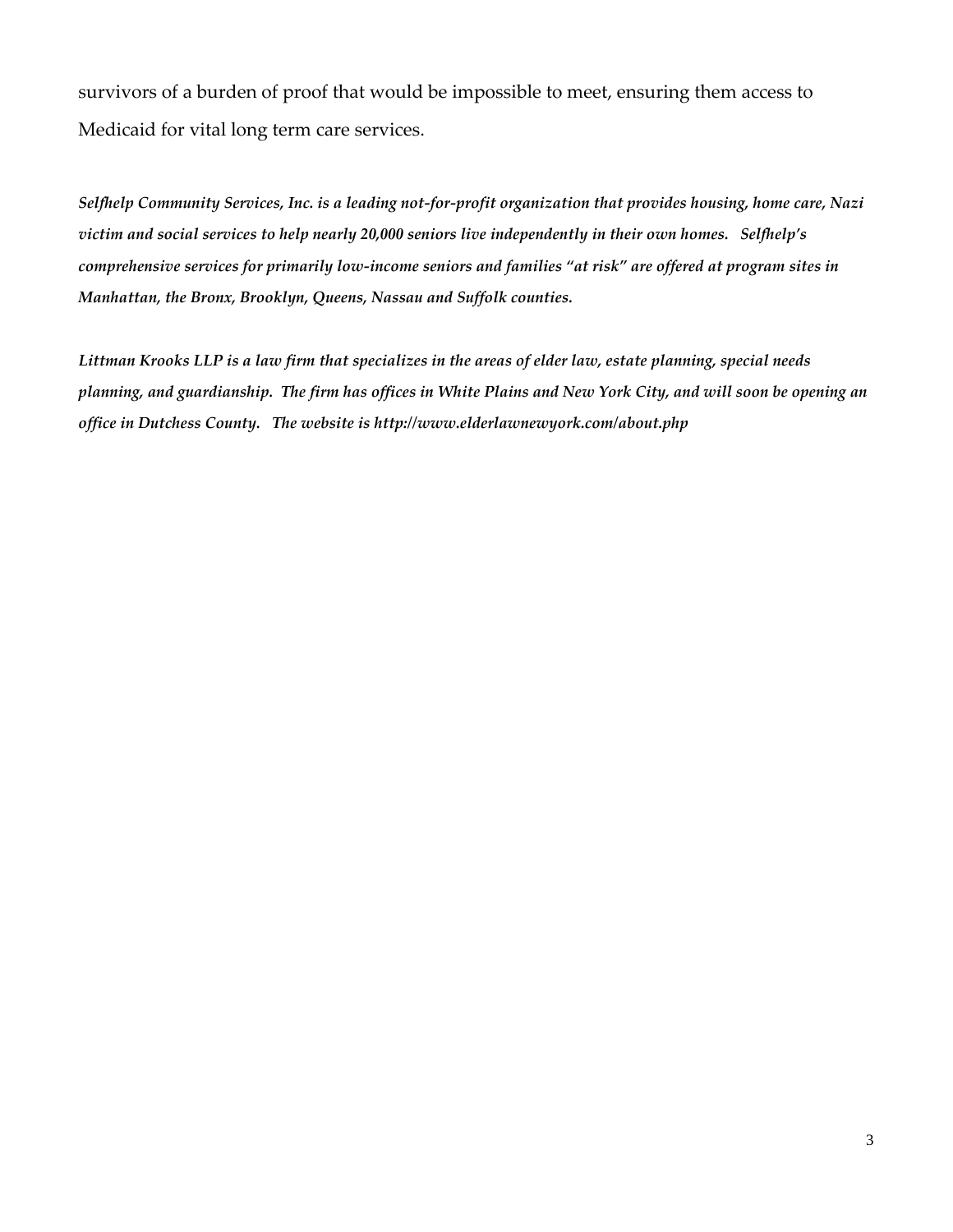survivors of a burden of proof that would be impossible to meet, ensuring them access to Medicaid for vital long term care services.

***Selfhelp Community Services, Inc. is a leading not-for-profit organization that provides housing, home care, Nazi victim and social services to help nearly 20,000 seniors live independently in their own homes. Selfhelp's comprehensive services for primarily low-income seniors and families "at risk" are offered at program sites in Manhattan, the Bronx, Brooklyn, Queens, Nassau and Suffolk counties.***

***Littman Krooks LLP is a law firm that specializes in the areas of elder law, estate planning, special needs planning, and guardianship. The firm has offices in White Plains and New York City, and will soon be opening an office in Dutchess County. The website is http://www.elderlawnewyork.com/about.php***